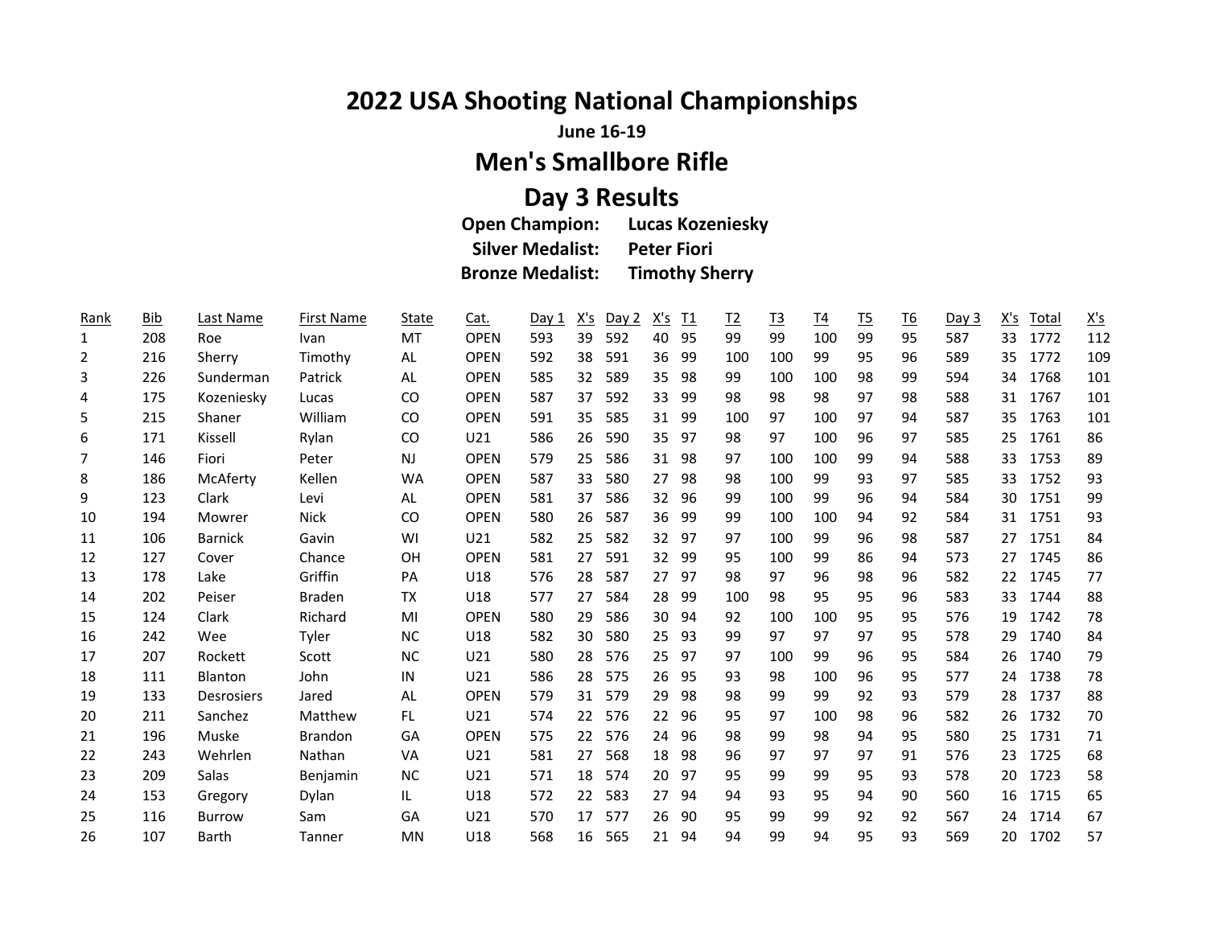# 2022 USA Shooting National Championships

**June 16-19**

## Men's Smallbore Rifle

## Day 3 Results

**Open Champion:** **Lucas Kozeniesky**
**Silver Medalist:** **Peter Fiori**
**Bronze Medalist:** **Timothy Sherry**

| Rank | Bib | Last Name | First Name | State | Cat. | Day 1 | X's | Day 2 | X's | T1 | T2 | T3 | T4 | T5 | T6 | Day 3 | X's | Total | X's |
|---|---|---|---|---|---|---|---|---|---|---|---|---|---|---|---|---|---|---|---|
| 1 | 208 | Roe | Ivan | MT | OPEN | 593 | 39 | 592 | 40 | 95 | 99 | 99 | 100 | 99 | 95 | 587 | 33 | 1772 | 112 |
| 2 | 216 | Sherry | Timothy | AL | OPEN | 592 | 38 | 591 | 36 | 99 | 100 | 100 | 99 | 95 | 96 | 589 | 35 | 1772 | 109 |
| 3 | 226 | Sunderman | Patrick | AL | OPEN | 585 | 32 | 589 | 35 | 98 | 99 | 100 | 100 | 98 | 99 | 594 | 34 | 1768 | 101 |
| 4 | 175 | Kozeniesky | Lucas | CO | OPEN | 587 | 37 | 592 | 33 | 99 | 98 | 98 | 98 | 97 | 98 | 588 | 31 | 1767 | 101 |
| 5 | 215 | Shaner | William | CO | OPEN | 591 | 35 | 585 | 31 | 99 | 100 | 97 | 100 | 97 | 94 | 587 | 35 | 1763 | 101 |
| 6 | 171 | Kissell | Rylan | CO | U21 | 586 | 26 | 590 | 35 | 97 | 98 | 97 | 100 | 96 | 97 | 585 | 25 | 1761 | 86 |
| 7 | 146 | Fiori | Peter | NJ | OPEN | 579 | 25 | 586 | 31 | 98 | 97 | 100 | 100 | 99 | 94 | 588 | 33 | 1753 | 89 |
| 8 | 186 | McAferty | Kellen | WA | OPEN | 587 | 33 | 580 | 27 | 98 | 98 | 100 | 99 | 93 | 97 | 585 | 33 | 1752 | 93 |
| 9 | 123 | Clark | Levi | AL | OPEN | 581 | 37 | 586 | 32 | 96 | 99 | 100 | 99 | 96 | 94 | 584 | 30 | 1751 | 99 |
| 10 | 194 | Mowrer | Nick | CO | OPEN | 580 | 26 | 587 | 36 | 99 | 99 | 100 | 100 | 94 | 92 | 584 | 31 | 1751 | 93 |
| 11 | 106 | Barnick | Gavin | WI | U21 | 582 | 25 | 582 | 32 | 97 | 97 | 100 | 99 | 96 | 98 | 587 | 27 | 1751 | 84 |
| 12 | 127 | Cover | Chance | OH | OPEN | 581 | 27 | 591 | 32 | 99 | 95 | 100 | 99 | 86 | 94 | 573 | 27 | 1745 | 86 |
| 13 | 178 | Lake | Griffin | PA | U18 | 576 | 28 | 587 | 27 | 97 | 98 | 97 | 96 | 98 | 96 | 582 | 22 | 1745 | 77 |
| 14 | 202 | Peiser | Braden | TX | U18 | 577 | 27 | 584 | 28 | 99 | 100 | 98 | 95 | 95 | 96 | 583 | 33 | 1744 | 88 |
| 15 | 124 | Clark | Richard | MI | OPEN | 580 | 29 | 586 | 30 | 94 | 92 | 100 | 100 | 95 | 95 | 576 | 19 | 1742 | 78 |
| 16 | 242 | Wee | Tyler | NC | U18 | 582 | 30 | 580 | 25 | 93 | 99 | 97 | 97 | 97 | 95 | 578 | 29 | 1740 | 84 |
| 17 | 207 | Rockett | Scott | NC | U21 | 580 | 28 | 576 | 25 | 97 | 97 | 100 | 99 | 96 | 95 | 584 | 26 | 1740 | 79 |
| 18 | 111 | Blanton | John | IN | U21 | 586 | 28 | 575 | 26 | 95 | 93 | 98 | 100 | 96 | 95 | 577 | 24 | 1738 | 78 |
| 19 | 133 | Desrosiers | Jared | AL | OPEN | 579 | 31 | 579 | 29 | 98 | 98 | 99 | 99 | 92 | 93 | 579 | 28 | 1737 | 88 |
| 20 | 211 | Sanchez | Matthew | FL | U21 | 574 | 22 | 576 | 22 | 96 | 95 | 97 | 100 | 98 | 96 | 582 | 26 | 1732 | 70 |
| 21 | 196 | Muske | Brandon | GA | OPEN | 575 | 22 | 576 | 24 | 96 | 98 | 99 | 98 | 94 | 95 | 580 | 25 | 1731 | 71 |
| 22 | 243 | Wehrlen | Nathan | VA | U21 | 581 | 27 | 568 | 18 | 98 | 96 | 97 | 97 | 97 | 91 | 576 | 23 | 1725 | 68 |
| 23 | 209 | Salas | Benjamin | NC | U21 | 571 | 18 | 574 | 20 | 97 | 95 | 99 | 99 | 95 | 93 | 578 | 20 | 1723 | 58 |
| 24 | 153 | Gregory | Dylan | IL | U18 | 572 | 22 | 583 | 27 | 94 | 94 | 93 | 95 | 94 | 90 | 560 | 16 | 1715 | 65 |
| 25 | 116 | Burrow | Sam | GA | U21 | 570 | 17 | 577 | 26 | 90 | 95 | 99 | 99 | 92 | 92 | 567 | 24 | 1714 | 67 |
| 26 | 107 | Barth | Tanner | MN | U18 | 568 | 16 | 565 | 21 | 94 | 94 | 99 | 94 | 95 | 93 | 569 | 20 | 1702 | 57 |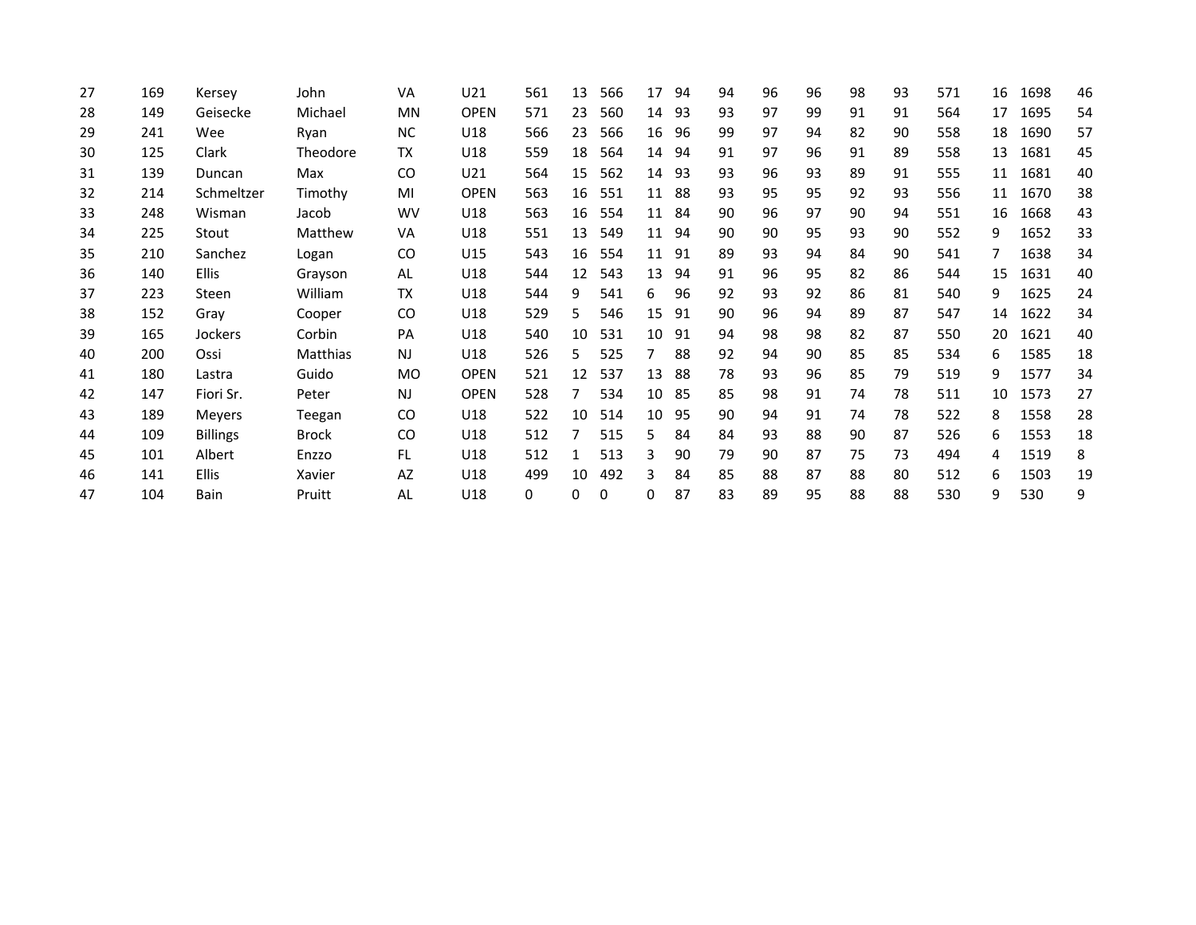| | | | | | | | | | | | | | | | | | | | | |
|---|---|---|---|---|---|---|---|---|---|---|---|---|---|---|---|---|---|---|---|---|
| 27 | 169 | Kersey | John | VA | U21 | 561 | 13 | 566 | 17 | 94 | 94 | 96 | 96 | 98 | 93 | 571 | 16 | 1698 | 46 |
| 28 | 149 | Geisecke | Michael | MN | OPEN | 571 | 23 | 560 | 14 | 93 | 93 | 97 | 99 | 91 | 91 | 564 | 17 | 1695 | 54 |
| 29 | 241 | Wee | Ryan | NC | U18 | 566 | 23 | 566 | 16 | 96 | 99 | 97 | 94 | 82 | 90 | 558 | 18 | 1690 | 57 |
| 30 | 125 | Clark | Theodore | TX | U18 | 559 | 18 | 564 | 14 | 94 | 91 | 97 | 96 | 91 | 89 | 558 | 13 | 1681 | 45 |
| 31 | 139 | Duncan | Max | CO | U21 | 564 | 15 | 562 | 14 | 93 | 93 | 96 | 93 | 89 | 91 | 555 | 11 | 1681 | 40 |
| 32 | 214 | Schmeltzer | Timothy | MI | OPEN | 563 | 16 | 551 | 11 | 88 | 93 | 95 | 95 | 92 | 93 | 556 | 11 | 1670 | 38 |
| 33 | 248 | Wisman | Jacob | WV | U18 | 563 | 16 | 554 | 11 | 84 | 90 | 96 | 97 | 90 | 94 | 551 | 16 | 1668 | 43 |
| 34 | 225 | Stout | Matthew | VA | U18 | 551 | 13 | 549 | 11 | 94 | 90 | 90 | 95 | 93 | 90 | 552 | 9 | 1652 | 33 |
| 35 | 210 | Sanchez | Logan | CO | U15 | 543 | 16 | 554 | 11 | 91 | 89 | 93 | 94 | 84 | 90 | 541 | 7 | 1638 | 34 |
| 36 | 140 | Ellis | Grayson | AL | U18 | 544 | 12 | 543 | 13 | 94 | 91 | 96 | 95 | 82 | 86 | 544 | 15 | 1631 | 40 |
| 37 | 223 | Steen | William | TX | U18 | 544 | 9 | 541 | 6 | 96 | 92 | 93 | 92 | 86 | 81 | 540 | 9 | 1625 | 24 |
| 38 | 152 | Gray | Cooper | CO | U18 | 529 | 5 | 546 | 15 | 91 | 90 | 96 | 94 | 89 | 87 | 547 | 14 | 1622 | 34 |
| 39 | 165 | Jockers | Corbin | PA | U18 | 540 | 10 | 531 | 10 | 91 | 94 | 98 | 98 | 82 | 87 | 550 | 20 | 1621 | 40 |
| 40 | 200 | Ossi | Matthias | NJ | U18 | 526 | 5 | 525 | 7 | 88 | 92 | 94 | 90 | 85 | 85 | 534 | 6 | 1585 | 18 |
| 41 | 180 | Lastra | Guido | MO | OPEN | 521 | 12 | 537 | 13 | 88 | 78 | 93 | 96 | 85 | 79 | 519 | 9 | 1577 | 34 |
| 42 | 147 | Fiori Sr. | Peter | NJ | OPEN | 528 | 7 | 534 | 10 | 85 | 85 | 98 | 91 | 74 | 78 | 511 | 10 | 1573 | 27 |
| 43 | 189 | Meyers | Teegan | CO | U18 | 522 | 10 | 514 | 10 | 95 | 90 | 94 | 91 | 74 | 78 | 522 | 8 | 1558 | 28 |
| 44 | 109 | Billings | Brock | CO | U18 | 512 | 7 | 515 | 5 | 84 | 84 | 93 | 88 | 90 | 87 | 526 | 6 | 1553 | 18 |
| 45 | 101 | Albert | Enzzo | FL | U18 | 512 | 1 | 513 | 3 | 90 | 79 | 90 | 87 | 75 | 73 | 494 | 4 | 1519 | 8 |
| 46 | 141 | Ellis | Xavier | AZ | U18 | 499 | 10 | 492 | 3 | 84 | 85 | 88 | 87 | 88 | 80 | 512 | 6 | 1503 | 19 |
| 47 | 104 | Bain | Pruitt | AL | U18 | 0 | 0 | 0 | 0 | 87 | 83 | 89 | 95 | 88 | 88 | 530 | 9 | 530 | 9 |